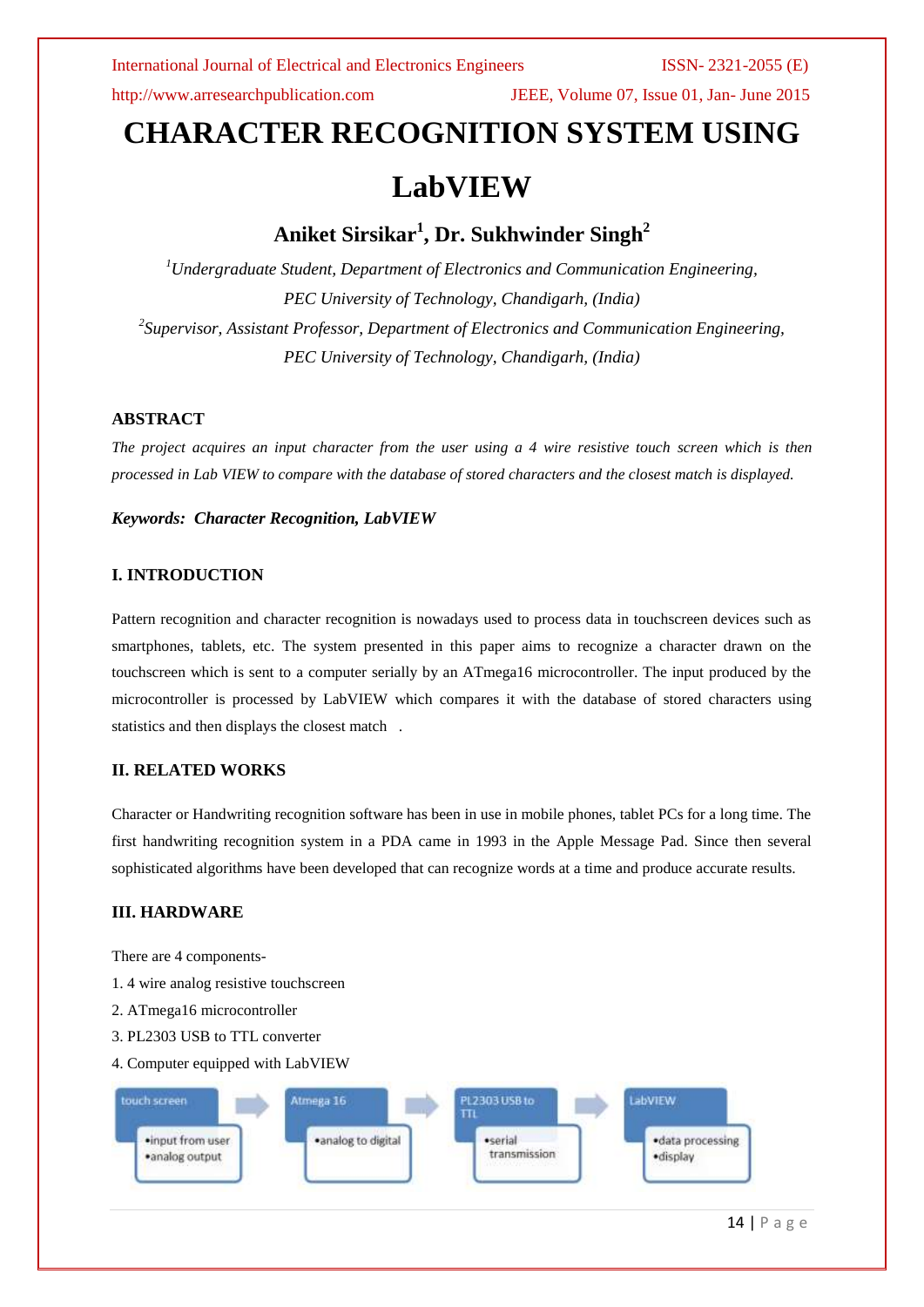# CHARACTER RECOGNITION SYSTEM USING LabVIEW

**Aniket Sirsikar[1], Dr. Sukhwinder Singh[2]**

*[1]Undergraduate Student, Department of Electronics and Communication Engineering, PEC University of Technology, Chandigarh, (India)*

*[2]Supervisor, Assistant Professor, Department of Electronics and Communication Engineering, PEC University of Technology, Chandigarh, (India)*

## ABSTRACT

*The project acquires an input character from the user using a 4 wire resistive touch screen which is then processed in Lab VIEW to compare with the database of stored characters and the closest match is displayed.*

***Keywords: Character Recognition, LabVIEW***

## I. INTRODUCTION

Pattern recognition and character recognition is nowadays used to process data in touchscreen devices such as smartphones, tablets, etc. The system presented in this paper aims to recognize a character drawn on the touchscreen which is sent to a computer serially by an ATmega16 microcontroller. The input produced by the microcontroller is processed by LabVIEW which compares it with the database of stored characters using statistics and then displays the closest match .

## II. RELATED WORKS

Character or Handwriting recognition software has been in use in mobile phones, tablet PCs for a long time. The first handwriting recognition system in a PDA came in 1993 in the Apple Message Pad. Since then several sophisticated algorithms have been developed that can recognize words at a time and produce accurate results.

## III. HARDWARE

There are 4 components-

1. 4 wire analog resistive touchscreen
2. ATmega16 microcontroller
3. PL2303 USB to TTL converter
4. Computer equipped with LabVIEW

touch screen → Atmega 16 → PL2303 USB to TTL → LabVIEW

- touch screen: •input from user •analog output
- Atmega 16: •analog to digital
- PL2303 USB to TTL: •serial transmission
- LabVIEW: •data processing •display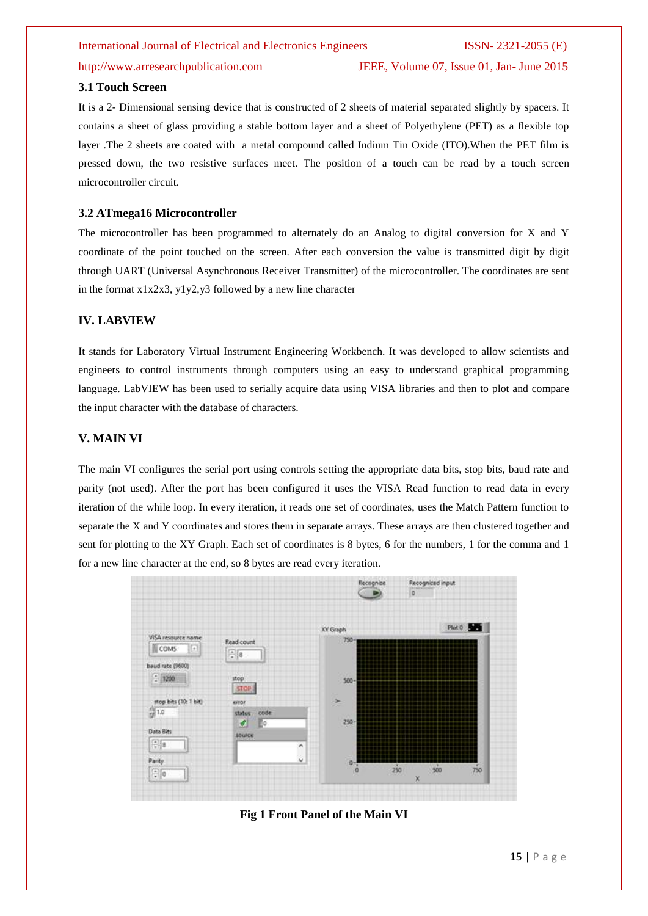### 3.1 Touch Screen

It is a 2- Dimensional sensing device that is constructed of 2 sheets of material separated slightly by spacers. It contains a sheet of glass providing a stable bottom layer and a sheet of Polyethylene (PET) as a flexible top layer .The 2 sheets are coated with a metal compound called Indium Tin Oxide (ITO).When the PET film is pressed down, the two resistive surfaces meet. The position of a touch can be read by a touch screen microcontroller circuit.

### 3.2 ATmega16 Microcontroller

The microcontroller has been programmed to alternately do an Analog to digital conversion for X and Y coordinate of the point touched on the screen. After each conversion the value is transmitted digit by digit through UART (Universal Asynchronous Receiver Transmitter) of the microcontroller. The coordinates are sent in the format x1x2x3, y1y2,y3 followed by a new line character

## IV. LABVIEW

It stands for Laboratory Virtual Instrument Engineering Workbench. It was developed to allow scientists and engineers to control instruments through computers using an easy to understand graphical programming language. LabVIEW has been used to serially acquire data using VISA libraries and then to plot and compare the input character with the database of characters.

## V. MAIN VI

The main VI configures the serial port using controls setting the appropriate data bits, stop bits, baud rate and parity (not used). After the port has been configured it uses the VISA Read function to read data in every iteration of the while loop. In every iteration, it reads one set of coordinates, uses the Match Pattern function to separate the X and Y coordinates and stores them in separate arrays. These arrays are then clustered together and sent for plotting to the XY Graph. Each set of coordinates is 8 bytes, 6 for the numbers, 1 for the comma and 1 for a new line character at the end, so 8 bytes are read every iteration.

**Fig 1 Front Panel of the Main VI**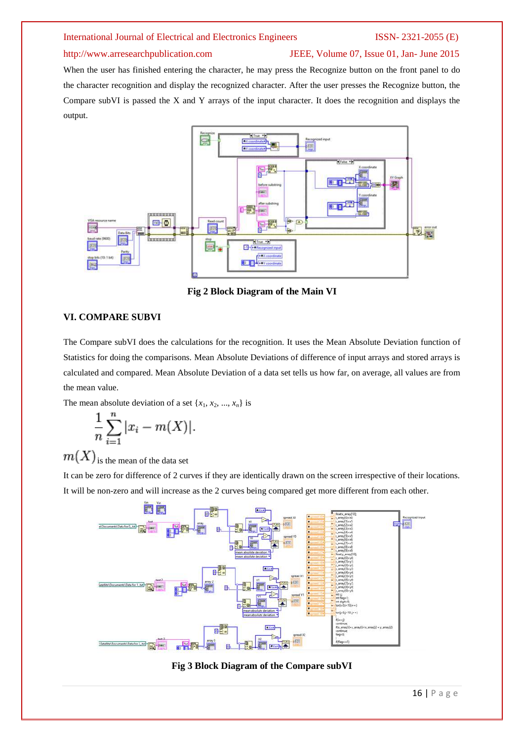When the user has finished entering the character, he may press the Recognize button on the front panel to do the character recognition and display the recognized character. After the user presses the Recognize button, the Compare subVI is passed the X and Y arrays of the input character. It does the recognition and displays the output.

**Fig 2 Block Diagram of the Main VI**

## VI. COMPARE SUBVI

The Compare subVI does the calculations for the recognition. It uses the Mean Absolute Deviation function of Statistics for doing the comparisons. Mean Absolute Deviations of difference of input arrays and stored arrays is calculated and compared. Mean Absolute Deviation of a data set tells us how far, on average, all values are from the mean value.

The mean absolute deviation of a set $\{x_1, x_2, ..., x_n\}$ is

$$\frac{1}{n}\sum_{i=1}^{n}|x_i - m(X)|.$$

$m(X)$ is the mean of the data set

It can be zero for difference of 2 curves if they are identically drawn on the screen irrespective of their locations. It will be non-zero and will increase as the 2 curves being compared get more different from each other.

**Fig 3 Block Diagram of the Compare subVI**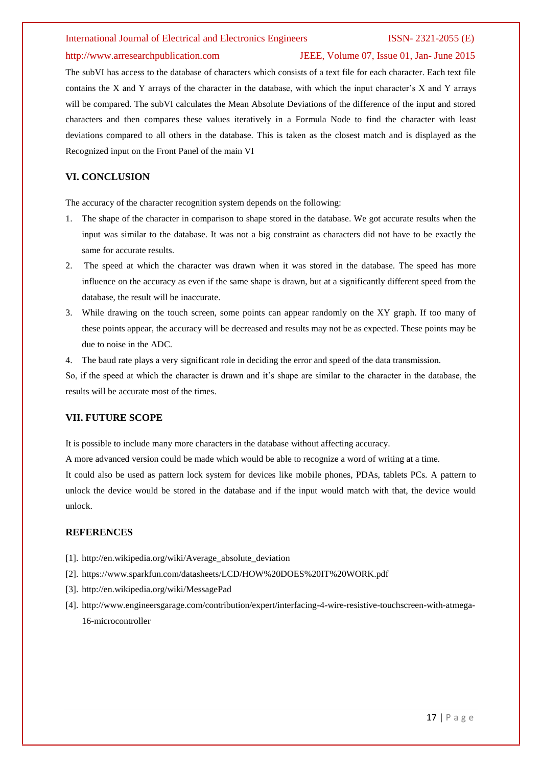The subVI has access to the database of characters which consists of a text file for each character. Each text file contains the X and Y arrays of the character in the database, with which the input character's X and Y arrays will be compared. The subVI calculates the Mean Absolute Deviations of the difference of the input and stored characters and then compares these values iteratively in a Formula Node to find the character with least deviations compared to all others in the database. This is taken as the closest match and is displayed as the Recognized input on the Front Panel of the main VI

## VI. CONCLUSION

The accuracy of the character recognition system depends on the following:

1. The shape of the character in comparison to shape stored in the database. We got accurate results when the input was similar to the database. It was not a big constraint as characters did not have to be exactly the same for accurate results.
2. The speed at which the character was drawn when it was stored in the database. The speed has more influence on the accuracy as even if the same shape is drawn, but at a significantly different speed from the database, the result will be inaccurate.
3. While drawing on the touch screen, some points can appear randomly on the XY graph. If too many of these points appear, the accuracy will be decreased and results may not be as expected. These points may be due to noise in the ADC.
4. The baud rate plays a very significant role in deciding the error and speed of the data transmission.

So, if the speed at which the character is drawn and it's shape are similar to the character in the database, the results will be accurate most of the times.

## VII. FUTURE SCOPE

It is possible to include many more characters in the database without affecting accuracy.

A more advanced version could be made which would be able to recognize a word of writing at a time.

It could also be used as pattern lock system for devices like mobile phones, PDAs, tablets PCs. A pattern to unlock the device would be stored in the database and if the input would match with that, the device would unlock.

## REFERENCES

[1]. http://en.wikipedia.org/wiki/Average_absolute_deviation

[2]. https://www.sparkfun.com/datasheets/LCD/HOW%20DOES%20IT%20WORK.pdf

[3]. http://en.wikipedia.org/wiki/MessagePad

[4]. http://www.engineersgarage.com/contribution/expert/interfacing-4-wire-resistive-touchscreen-with-atmega-16-microcontroller